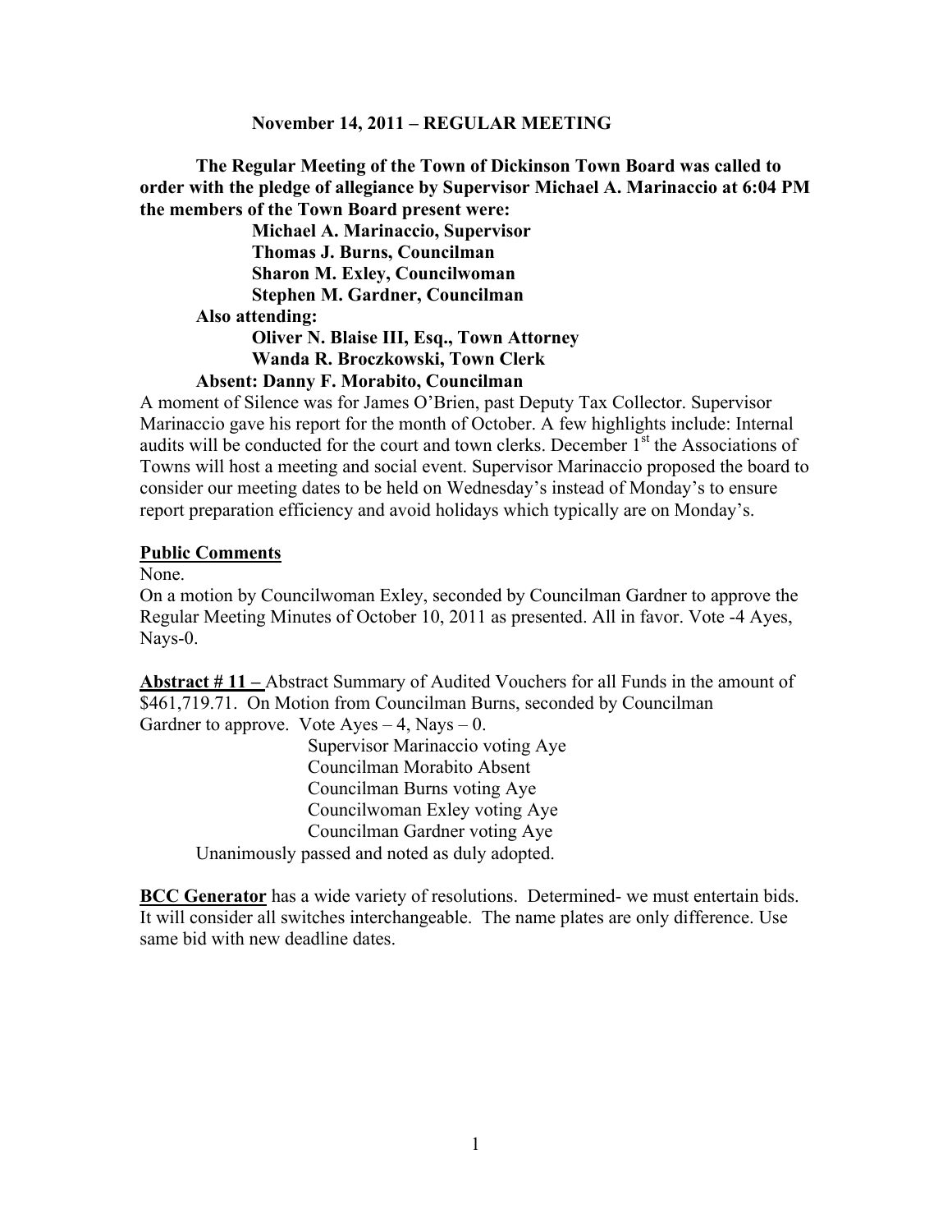# November 14, 2011 – REGULAR MEETING

**The Regular Meeting of the Town of Dickinson Town Board was called to order with the pledge of allegiance by Supervisor Michael A. Marinaccio at 6:04 PM the members of the Town Board present were:**

**Michael A. Marinaccio, Supervisor**
**Thomas J. Burns, Councilman**
**Sharon M. Exley, Councilwoman**
**Stephen M. Gardner, Councilman**

**Also attending:**

**Oliver N. Blaise III, Esq., Town Attorney**
**Wanda R. Broczkowski, Town Clerk**

**Absent: Danny F. Morabito, Councilman**

A moment of Silence was for James O'Brien, past Deputy Tax Collector. Supervisor Marinaccio gave his report for the month of October. A few highlights include: Internal audits will be conducted for the court and town clerks. December 1st the Associations of Towns will host a meeting and social event. Supervisor Marinaccio proposed the board to consider our meeting dates to be held on Wednesday's instead of Monday's to ensure report preparation efficiency and avoid holidays which typically are on Monday's.

**Public Comments**

None.

On a motion by Councilwoman Exley, seconded by Councilman Gardner to approve the Regular Meeting Minutes of October 10, 2011 as presented. All in favor. Vote -4 Ayes, Nays-0.

**Abstract # 11 –** Abstract Summary of Audited Vouchers for all Funds in the amount of $461,719.71. On Motion from Councilman Burns, seconded by Councilman Gardner to approve. Vote Ayes – 4, Nays – 0.

Supervisor Marinaccio voting Aye
Councilman Morabito Absent
Councilman Burns voting Aye
Councilwoman Exley voting Aye
Councilman Gardner voting Aye

Unanimously passed and noted as duly adopted.

**BCC Generator** has a wide variety of resolutions. Determined- we must entertain bids. It will consider all switches interchangeable. The name plates are only difference. Use same bid with new deadline dates.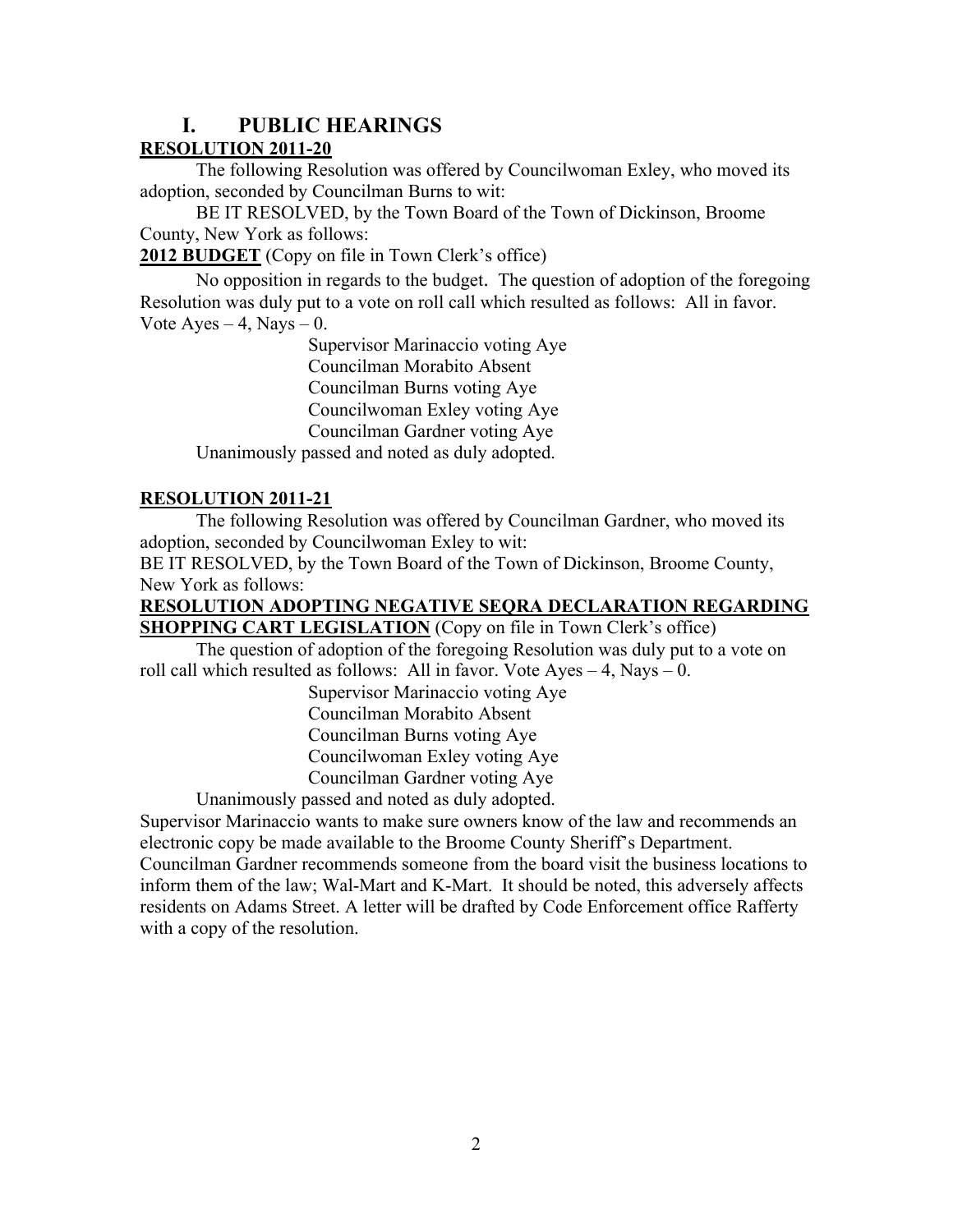# I. PUBLIC HEARINGS

**RESOLUTION 2011-20**

The following Resolution was offered by Councilwoman Exley, who moved its adoption, seconded by Councilman Burns to wit:

BE IT RESOLVED, by the Town Board of the Town of Dickinson, Broome County, New York as follows:

**2012 BUDGET** (Copy on file in Town Clerk's office)

No opposition in regards to the budget. The question of adoption of the foregoing Resolution was duly put to a vote on roll call which resulted as follows: All in favor. Vote Ayes – 4, Nays – 0.

Supervisor Marinaccio voting Aye
Councilman Morabito Absent
Councilman Burns voting Aye
Councilwoman Exley voting Aye
Councilman Gardner voting Aye

Unanimously passed and noted as duly adopted.

**RESOLUTION 2011-21**

The following Resolution was offered by Councilman Gardner, who moved its adoption, seconded by Councilwoman Exley to wit:

BE IT RESOLVED, by the Town Board of the Town of Dickinson, Broome County, New York as follows:

**RESOLUTION ADOPTING NEGATIVE SEQRA DECLARATION REGARDING SHOPPING CART LEGISLATION** (Copy on file in Town Clerk's office)

The question of adoption of the foregoing Resolution was duly put to a vote on roll call which resulted as follows: All in favor. Vote Ayes – 4, Nays – 0.

Supervisor Marinaccio voting Aye
Councilman Morabito Absent
Councilman Burns voting Aye
Councilwoman Exley voting Aye
Councilman Gardner voting Aye

Unanimously passed and noted as duly adopted.

Supervisor Marinaccio wants to make sure owners know of the law and recommends an electronic copy be made available to the Broome County Sheriff's Department. Councilman Gardner recommends someone from the board visit the business locations to inform them of the law; Wal-Mart and K-Mart. It should be noted, this adversely affects residents on Adams Street. A letter will be drafted by Code Enforcement office Rafferty with a copy of the resolution.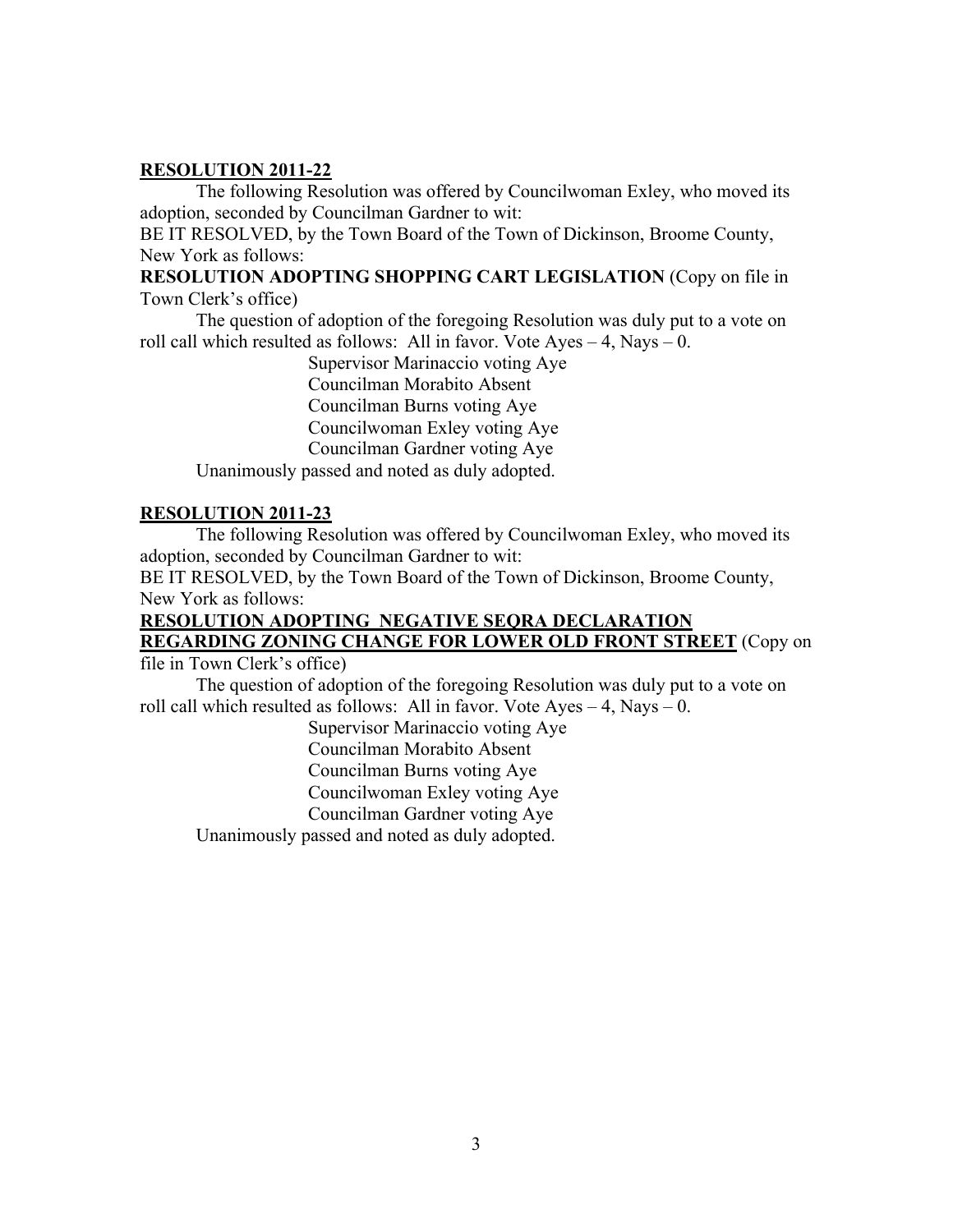**<u>RESOLUTION 2011-22</u>**

The following Resolution was offered by Councilwoman Exley, who moved its adoption, seconded by Councilman Gardner to wit:

BE IT RESOLVED, by the Town Board of the Town of Dickinson, Broome County, New York as follows:

**RESOLUTION ADOPTING SHOPPING CART LEGISLATION** (Copy on file in Town Clerk's office)

The question of adoption of the foregoing Resolution was duly put to a vote on roll call which resulted as follows: All in favor. Vote Ayes – 4, Nays – 0.

Supervisor Marinaccio voting Aye
Councilman Morabito Absent
Councilman Burns voting Aye
Councilwoman Exley voting Aye
Councilman Gardner voting Aye

Unanimously passed and noted as duly adopted.

**<u>RESOLUTION 2011-23</u>**

The following Resolution was offered by Councilwoman Exley, who moved its adoption, seconded by Councilman Gardner to wit:

BE IT RESOLVED, by the Town Board of the Town of Dickinson, Broome County, New York as follows:

**<u>RESOLUTION ADOPTING NEGATIVE SEQRA DECLARATION REGARDING ZONING CHANGE FOR LOWER OLD FRONT STREET</u>** (Copy on file in Town Clerk's office)

The question of adoption of the foregoing Resolution was duly put to a vote on roll call which resulted as follows: All in favor. Vote Ayes – 4, Nays – 0.

Supervisor Marinaccio voting Aye
Councilman Morabito Absent
Councilman Burns voting Aye
Councilwoman Exley voting Aye
Councilman Gardner voting Aye

Unanimously passed and noted as duly adopted.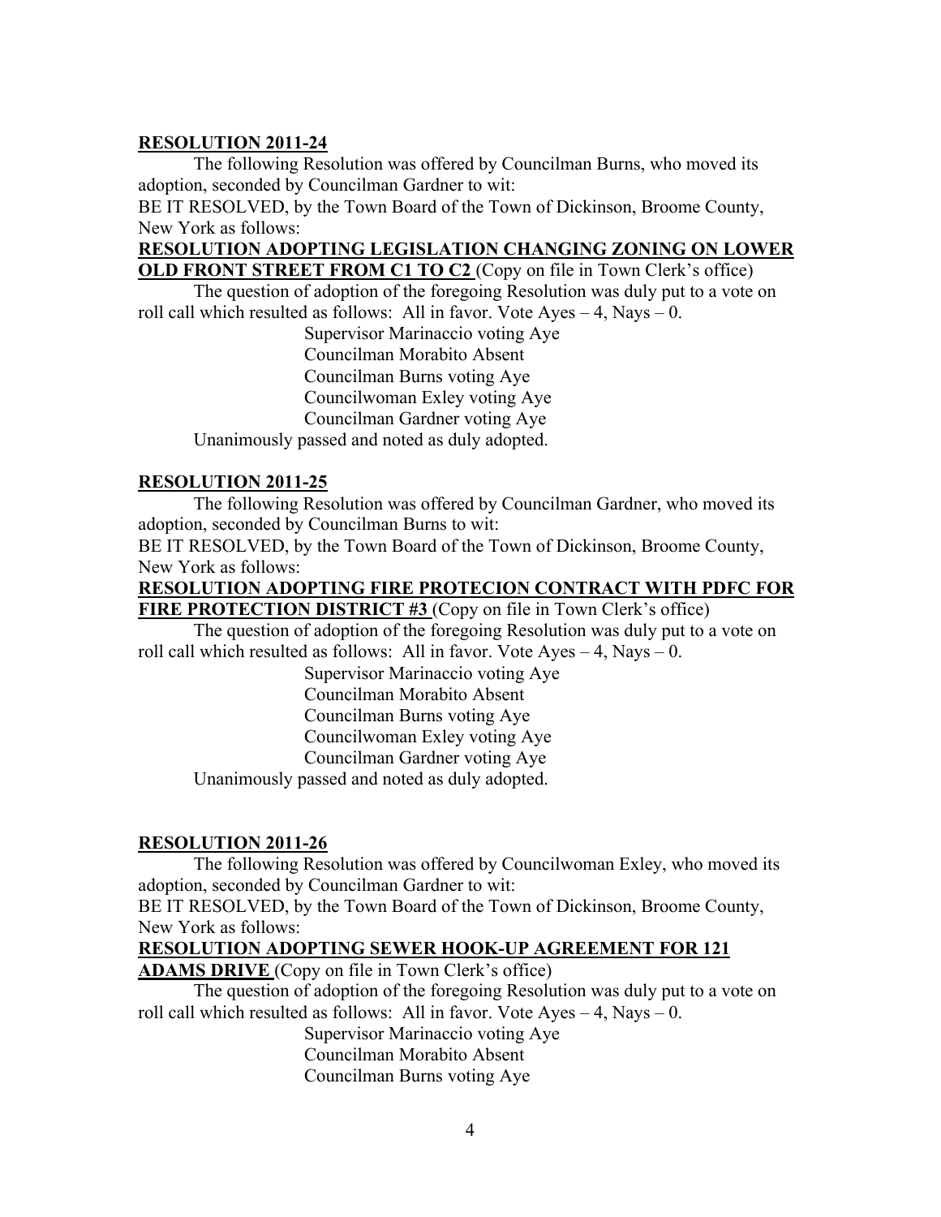**RESOLUTION 2011-24**

The following Resolution was offered by Councilman Burns, who moved its adoption, seconded by Councilman Gardner to wit:

BE IT RESOLVED, by the Town Board of the Town of Dickinson, Broome County, New York as follows:

**RESOLUTION ADOPTING LEGISLATION CHANGING ZONING ON LOWER OLD FRONT STREET FROM C1 TO C2** (Copy on file in Town Clerk's office)

The question of adoption of the foregoing Resolution was duly put to a vote on roll call which resulted as follows: All in favor. Vote Ayes – 4, Nays – 0.

Supervisor Marinaccio voting Aye
Councilman Morabito Absent
Councilman Burns voting Aye
Councilwoman Exley voting Aye
Councilman Gardner voting Aye

Unanimously passed and noted as duly adopted.

**RESOLUTION 2011-25**

The following Resolution was offered by Councilman Gardner, who moved its adoption, seconded by Councilman Burns to wit:

BE IT RESOLVED, by the Town Board of the Town of Dickinson, Broome County, New York as follows:

**RESOLUTION ADOPTING FIRE PROTECION CONTRACT WITH PDFC FOR FIRE PROTECTION DISTRICT #3** (Copy on file in Town Clerk's office)

The question of adoption of the foregoing Resolution was duly put to a vote on roll call which resulted as follows: All in favor. Vote Ayes – 4, Nays – 0.

Supervisor Marinaccio voting Aye
Councilman Morabito Absent
Councilman Burns voting Aye
Councilwoman Exley voting Aye
Councilman Gardner voting Aye

Unanimously passed and noted as duly adopted.

**RESOLUTION 2011-26**

The following Resolution was offered by Councilwoman Exley, who moved its adoption, seconded by Councilman Gardner to wit:

BE IT RESOLVED, by the Town Board of the Town of Dickinson, Broome County, New York as follows:

**RESOLUTION ADOPTING SEWER HOOK-UP AGREEMENT FOR 121 ADAMS DRIVE** (Copy on file in Town Clerk's office)

The question of adoption of the foregoing Resolution was duly put to a vote on roll call which resulted as follows: All in favor. Vote Ayes – 4, Nays – 0.

Supervisor Marinaccio voting Aye
Councilman Morabito Absent
Councilman Burns voting Aye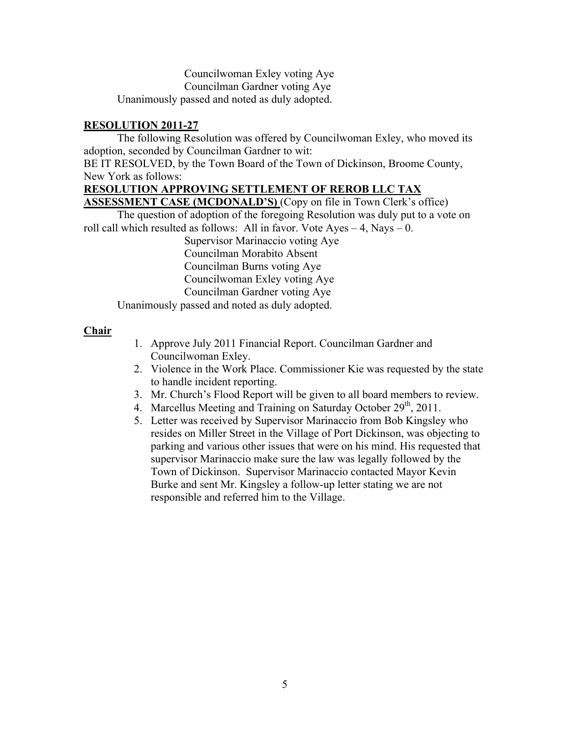Councilwoman Exley voting Aye
Councilman Gardner voting Aye
Unanimously passed and noted as duly adopted.

**RESOLUTION 2011-27**

The following Resolution was offered by Councilwoman Exley, who moved its adoption, seconded by Councilman Gardner to wit:
BE IT RESOLVED, by the Town Board of the Town of Dickinson, Broome County, New York as follows:

**RESOLUTION APPROVING SETTLEMENT OF REROB LLC TAX ASSESSMENT CASE (MCDONALD'S)** (Copy on file in Town Clerk's office)

The question of adoption of the foregoing Resolution was duly put to a vote on roll call which resulted as follows: All in favor. Vote Ayes – 4, Nays – 0.

Supervisor Marinaccio voting Aye
Councilman Morabito Absent
Councilman Burns voting Aye
Councilwoman Exley voting Aye
Councilman Gardner voting Aye
Unanimously passed and noted as duly adopted.

**Chair**

1. Approve July 2011 Financial Report. Councilman Gardner and Councilwoman Exley.
2. Violence in the Work Place. Commissioner Kie was requested by the state to handle incident reporting.
3. Mr. Church's Flood Report will be given to all board members to review.
4. Marcellus Meeting and Training on Saturday October 29th, 2011.
5. Letter was received by Supervisor Marinaccio from Bob Kingsley who resides on Miller Street in the Village of Port Dickinson, was objecting to parking and various other issues that were on his mind. His requested that supervisor Marinaccio make sure the law was legally followed by the Town of Dickinson. Supervisor Marinaccio contacted Mayor Kevin Burke and sent Mr. Kingsley a follow-up letter stating we are not responsible and referred him to the Village.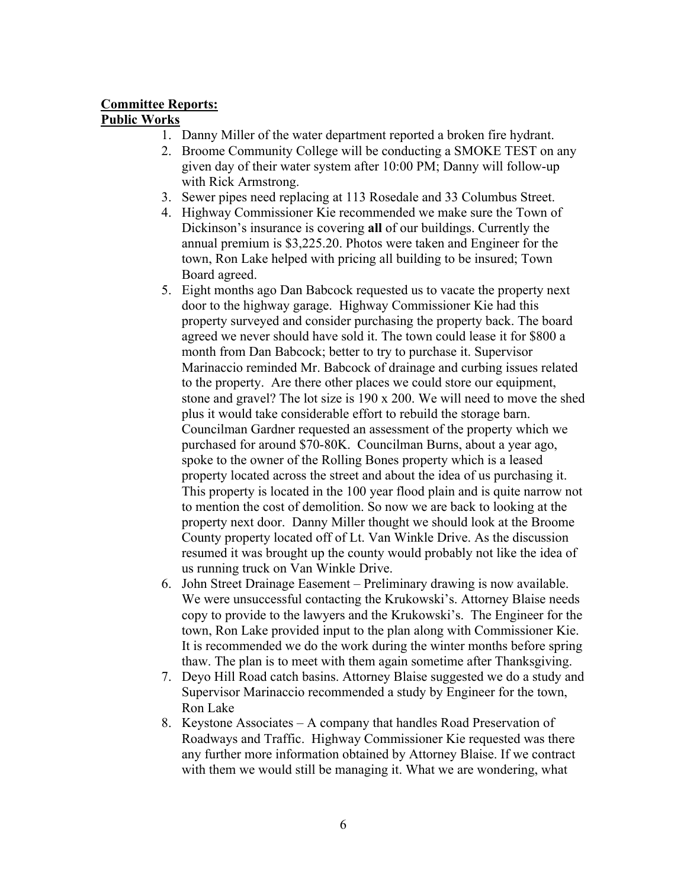**Committee Reports:**
**Public Works**

1. Danny Miller of the water department reported a broken fire hydrant.
2. Broome Community College will be conducting a SMOKE TEST on any given day of their water system after 10:00 PM; Danny will follow-up with Rick Armstrong.
3. Sewer pipes need replacing at 113 Rosedale and 33 Columbus Street.
4. Highway Commissioner Kie recommended we make sure the Town of Dickinson's insurance is covering **all** of our buildings. Currently the annual premium is $3,225.20. Photos were taken and Engineer for the town, Ron Lake helped with pricing all building to be insured; Town Board agreed.
5. Eight months ago Dan Babcock requested us to vacate the property next door to the highway garage. Highway Commissioner Kie had this property surveyed and consider purchasing the property back. The board agreed we never should have sold it. The town could lease it for $800 a month from Dan Babcock; better to try to purchase it. Supervisor Marinaccio reminded Mr. Babcock of drainage and curbing issues related to the property. Are there other places we could store our equipment, stone and gravel? The lot size is 190 x 200. We will need to move the shed plus it would take considerable effort to rebuild the storage barn. Councilman Gardner requested an assessment of the property which we purchased for around $70-80K. Councilman Burns, about a year ago, spoke to the owner of the Rolling Bones property which is a leased property located across the street and about the idea of us purchasing it. This property is located in the 100 year flood plain and is quite narrow not to mention the cost of demolition. So now we are back to looking at the property next door. Danny Miller thought we should look at the Broome County property located off of Lt. Van Winkle Drive. As the discussion resumed it was brought up the county would probably not like the idea of us running truck on Van Winkle Drive.
6. John Street Drainage Easement – Preliminary drawing is now available. We were unsuccessful contacting the Krukowski's. Attorney Blaise needs copy to provide to the lawyers and the Krukowski's. The Engineer for the town, Ron Lake provided input to the plan along with Commissioner Kie. It is recommended we do the work during the winter months before spring thaw. The plan is to meet with them again sometime after Thanksgiving.
7. Deyo Hill Road catch basins. Attorney Blaise suggested we do a study and Supervisor Marinaccio recommended a study by Engineer for the town, Ron Lake
8. Keystone Associates – A company that handles Road Preservation of Roadways and Traffic. Highway Commissioner Kie requested was there any further more information obtained by Attorney Blaise. If we contract with them we would still be managing it. What we are wondering, what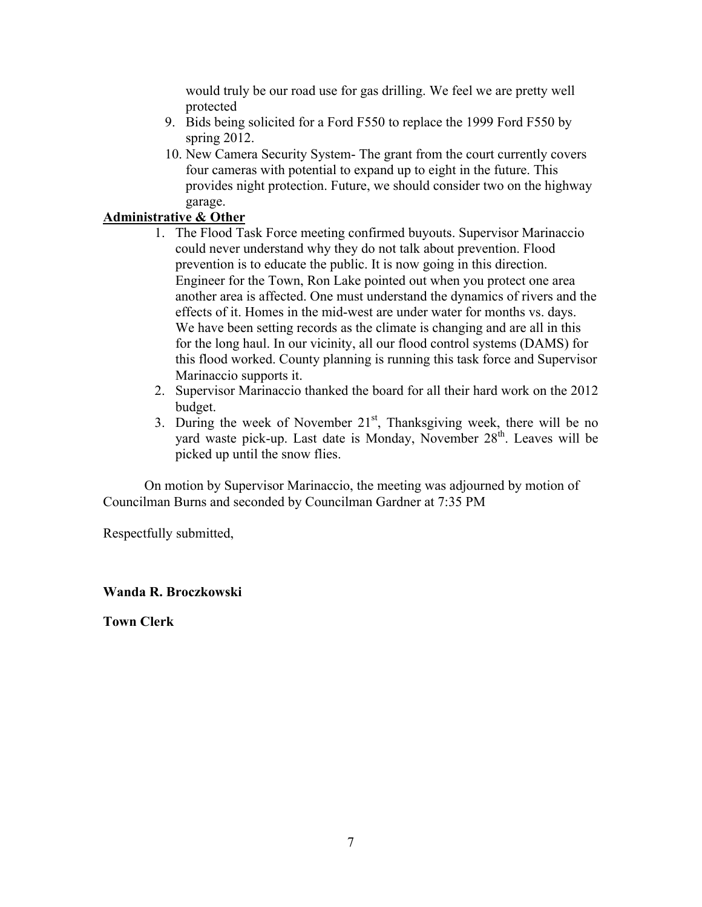would truly be our road use for gas drilling. We feel we are pretty well protected

9. Bids being solicited for a Ford F550 to replace the 1999 Ford F550 by spring 2012.
10. New Camera Security System- The grant from the court currently covers four cameras with potential to expand up to eight in the future. This provides night protection. Future, we should consider two on the highway garage.

**Administrative & Other**

1. The Flood Task Force meeting confirmed buyouts. Supervisor Marinaccio could never understand why they do not talk about prevention. Flood prevention is to educate the public. It is now going in this direction. Engineer for the Town, Ron Lake pointed out when you protect one area another area is affected. One must understand the dynamics of rivers and the effects of it. Homes in the mid-west are under water for months vs. days. We have been setting records as the climate is changing and are all in this for the long haul. In our vicinity, all our flood control systems (DAMS) for this flood worked. County planning is running this task force and Supervisor Marinaccio supports it.
2. Supervisor Marinaccio thanked the board for all their hard work on the 2012 budget.
3. During the week of November 21st, Thanksgiving week, there will be no yard waste pick-up. Last date is Monday, November 28th. Leaves will be picked up until the snow flies.

On motion by Supervisor Marinaccio, the meeting was adjourned by motion of Councilman Burns and seconded by Councilman Gardner at 7:35 PM

Respectfully submitted,

**Wanda R. Broczkowski**

**Town Clerk**